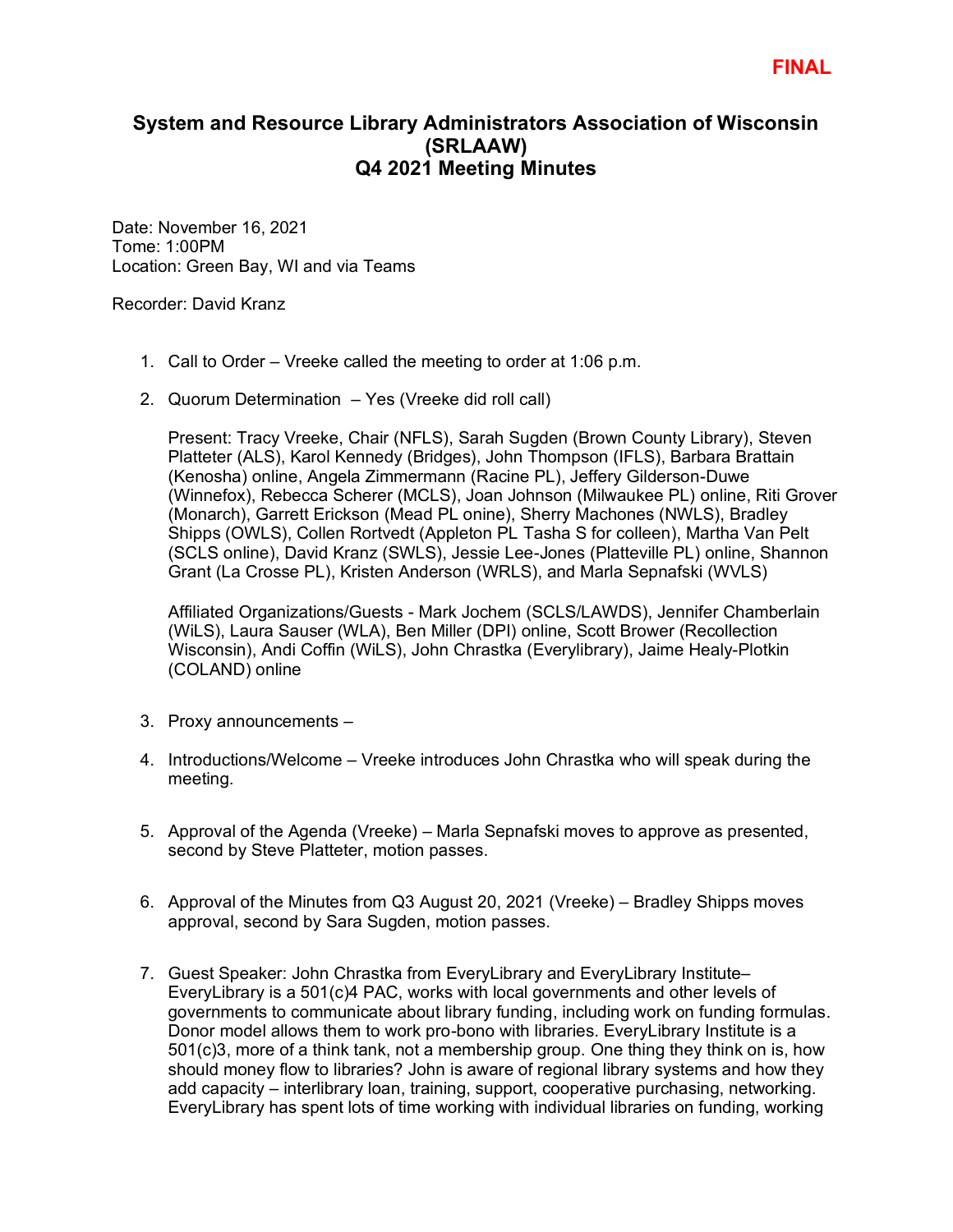**FINAL**

# System and Resource Library Administrators Association of Wisconsin (SRLAAW)
## Q4 2021 Meeting Minutes

Date: November 16, 2021
Tome: 1:00PM
Location: Green Bay, WI and via Teams

Recorder: David Kranz

1. Call to Order – Vreeke called the meeting to order at 1:06 p.m.

2. Quorum Determination – Yes (Vreeke did roll call)

   Present: Tracy Vreeke, Chair (NFLS), Sarah Sugden (Brown County Library), Steven Platteter (ALS), Karol Kennedy (Bridges), John Thompson (IFLS), Barbara Brattain (Kenosha) online, Angela Zimmermann (Racine PL), Jeffery Gilderson-Duwe (Winnefox), Rebecca Scherer (MCLS), Joan Johnson (Milwaukee PL) online, Riti Grover (Monarch), Garrett Erickson (Mead PL onine), Sherry Machones (NWLS), Bradley Shipps (OWLS), Collen Rortvedt (Appleton PL Tasha S for colleen), Martha Van Pelt (SCLS online), David Kranz (SWLS), Jessie Lee-Jones (Platteville PL) online, Shannon Grant (La Crosse PL), Kristen Anderson (WRLS), and Marla Sepnafski (WVLS)

   Affiliated Organizations/Guests - Mark Jochem (SCLS/LAWDS), Jennifer Chamberlain (WiLS), Laura Sauser (WLA), Ben Miller (DPI) online, Scott Brower (Recollection Wisconsin), Andi Coffin (WiLS), John Chrastka (Everylibrary), Jaime Healy-Plotkin (COLAND) online

3. Proxy announcements –

4. Introductions/Welcome – Vreeke introduces John Chrastka who will speak during the meeting.

5. Approval of the Agenda (Vreeke) – Marla Sepnafski moves to approve as presented, second by Steve Platteter, motion passes.

6. Approval of the Minutes from Q3 August 20, 2021 (Vreeke) – Bradley Shipps moves approval, second by Sara Sugden, motion passes.

7. Guest Speaker: John Chrastka from EveryLibrary and EveryLibrary Institute– EveryLibrary is a 501(c)4 PAC, works with local governments and other levels of governments to communicate about library funding, including work on funding formulas. Donor model allows them to work pro-bono with libraries. EveryLibrary Institute is a 501(c)3, more of a think tank, not a membership group. One thing they think on is, how should money flow to libraries? John is aware of regional library systems and how they add capacity – interlibrary loan, training, support, cooperative purchasing, networking. EveryLibrary has spent lots of time working with individual libraries on funding, working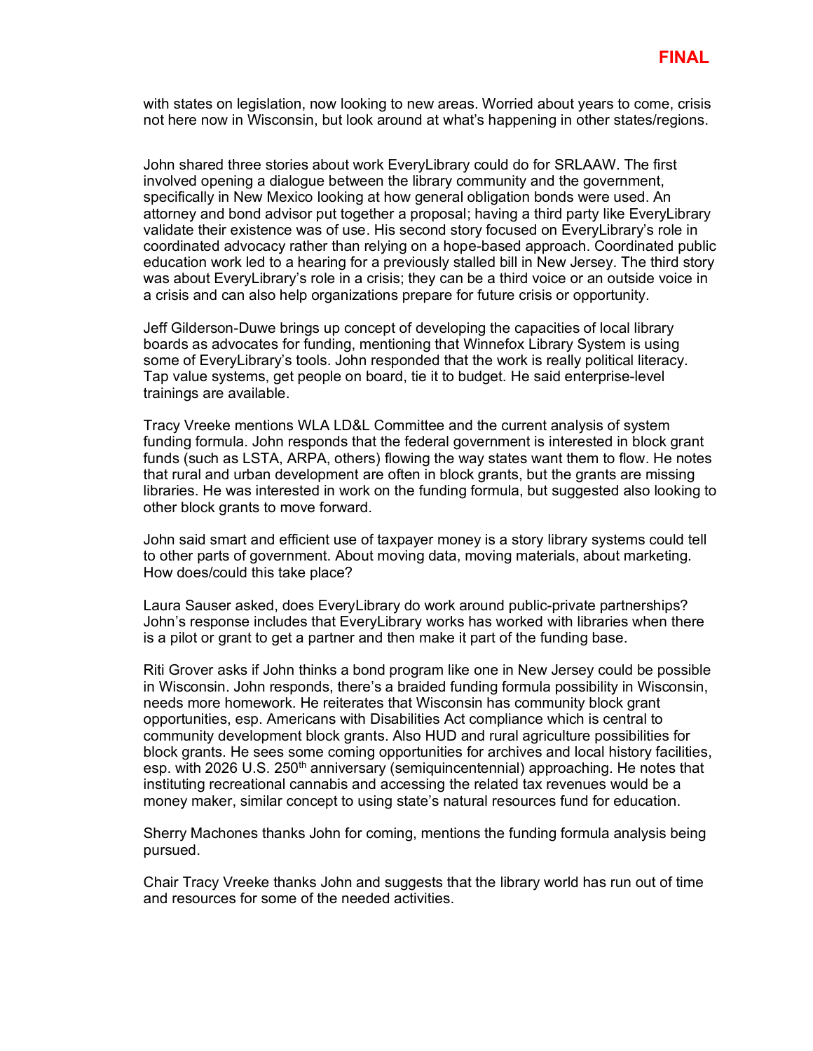with states on legislation, now looking to new areas. Worried about years to come, crisis not here now in Wisconsin, but look around at what's happening in other states/regions.

John shared three stories about work EveryLibrary could do for SRLAAW. The first involved opening a dialogue between the library community and the government, specifically in New Mexico looking at how general obligation bonds were used. An attorney and bond advisor put together a proposal; having a third party like EveryLibrary validate their existence was of use. His second story focused on EveryLibrary's role in coordinated advocacy rather than relying on a hope-based approach. Coordinated public education work led to a hearing for a previously stalled bill in New Jersey. The third story was about EveryLibrary's role in a crisis; they can be a third voice or an outside voice in a crisis and can also help organizations prepare for future crisis or opportunity.

Jeff Gilderson-Duwe brings up concept of developing the capacities of local library boards as advocates for funding, mentioning that Winnefox Library System is using some of EveryLibrary's tools. John responded that the work is really political literacy. Tap value systems, get people on board, tie it to budget. He said enterprise-level trainings are available.

Tracy Vreeke mentions WLA LD&L Committee and the current analysis of system funding formula. John responds that the federal government is interested in block grant funds (such as LSTA, ARPA, others) flowing the way states want them to flow. He notes that rural and urban development are often in block grants, but the grants are missing libraries. He was interested in work on the funding formula, but suggested also looking to other block grants to move forward.

John said smart and efficient use of taxpayer money is a story library systems could tell to other parts of government. About moving data, moving materials, about marketing. How does/could this take place?

Laura Sauser asked, does EveryLibrary do work around public-private partnerships? John's response includes that EveryLibrary works has worked with libraries when there is a pilot or grant to get a partner and then make it part of the funding base.

Riti Grover asks if John thinks a bond program like one in New Jersey could be possible in Wisconsin. John responds, there's a braided funding formula possibility in Wisconsin, needs more homework. He reiterates that Wisconsin has community block grant opportunities, esp. Americans with Disabilities Act compliance which is central to community development block grants. Also HUD and rural agriculture possibilities for block grants. He sees some coming opportunities for archives and local history facilities, esp. with 2026 U.S. 250th anniversary (semiquincentennial) approaching. He notes that instituting recreational cannabis and accessing the related tax revenues would be a money maker, similar concept to using state's natural resources fund for education.

Sherry Machones thanks John for coming, mentions the funding formula analysis being pursued.

Chair Tracy Vreeke thanks John and suggests that the library world has run out of time and resources for some of the needed activities.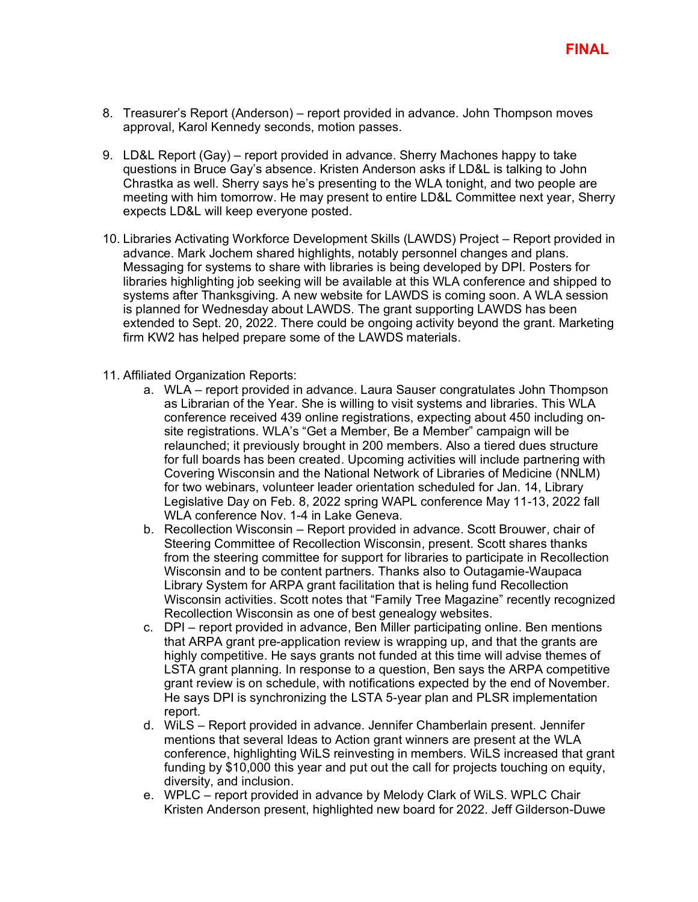**FINAL**

8. Treasurer's Report (Anderson) – report provided in advance. John Thompson moves approval, Karol Kennedy seconds, motion passes.

9. LD&L Report (Gay) – report provided in advance. Sherry Machones happy to take questions in Bruce Gay's absence. Kristen Anderson asks if LD&L is talking to John Chrastka as well. Sherry says he's presenting to the WLA tonight, and two people are meeting with him tomorrow. He may present to entire LD&L Committee next year, Sherry expects LD&L will keep everyone posted.

10. Libraries Activating Workforce Development Skills (LAWDS) Project – Report provided in advance. Mark Jochem shared highlights, notably personnel changes and plans. Messaging for systems to share with libraries is being developed by DPI. Posters for libraries highlighting job seeking will be available at this WLA conference and shipped to systems after Thanksgiving. A new website for LAWDS is coming soon. A WLA session is planned for Wednesday about LAWDS. The grant supporting LAWDS has been extended to Sept. 20, 2022. There could be ongoing activity beyond the grant. Marketing firm KW2 has helped prepare some of the LAWDS materials.

11. Affiliated Organization Reports:
    a. WLA – report provided in advance. Laura Sauser congratulates John Thompson as Librarian of the Year. She is willing to visit systems and libraries. This WLA conference received 439 online registrations, expecting about 450 including on-site registrations. WLA's "Get a Member, Be a Member" campaign will be relaunched; it previously brought in 200 members. Also a tiered dues structure for full boards has been created. Upcoming activities will include partnering with Covering Wisconsin and the National Network of Libraries of Medicine (NNLM) for two webinars, volunteer leader orientation scheduled for Jan. 14, Library Legislative Day on Feb. 8, 2022 spring WAPL conference May 11-13, 2022 fall WLA conference Nov. 1-4 in Lake Geneva.
    b. Recollection Wisconsin – Report provided in advance. Scott Brouwer, chair of Steering Committee of Recollection Wisconsin, present. Scott shares thanks from the steering committee for support for libraries to participate in Recollection Wisconsin and to be content partners. Thanks also to Outagamie-Waupaca Library System for ARPA grant facilitation that is heling fund Recollection Wisconsin activities. Scott notes that "Family Tree Magazine" recently recognized Recollection Wisconsin as one of best genealogy websites.
    c. DPI – report provided in advance, Ben Miller participating online. Ben mentions that ARPA grant pre-application review is wrapping up, and that the grants are highly competitive. He says grants not funded at this time will advise themes of LSTA grant planning. In response to a question, Ben says the ARPA competitive grant review is on schedule, with notifications expected by the end of November. He says DPI is synchronizing the LSTA 5-year plan and PLSR implementation report.
    d. WiLS – Report provided in advance. Jennifer Chamberlain present. Jennifer mentions that several Ideas to Action grant winners are present at the WLA conference, highlighting WiLS reinvesting in members. WiLS increased that grant funding by $10,000 this year and put out the call for projects touching on equity, diversity, and inclusion.
    e. WPLC – report provided in advance by Melody Clark of WiLS. WPLC Chair Kristen Anderson present, highlighted new board for 2022. Jeff Gilderson-Duwe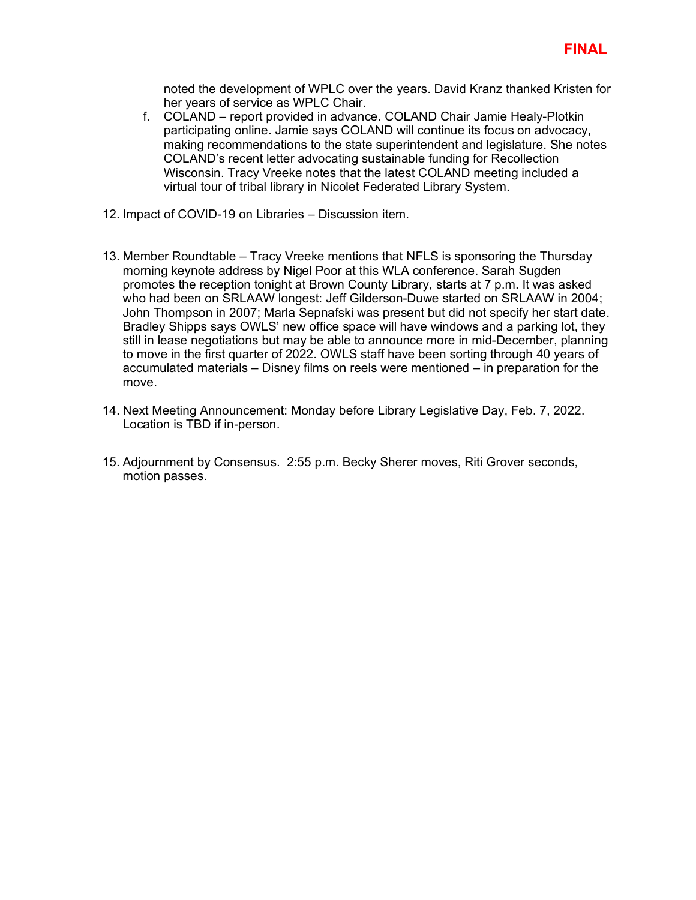**FINAL**

noted the development of WPLC over the years. David Kranz thanked Kristen for her years of service as WPLC Chair.

f. COLAND – report provided in advance. COLAND Chair Jamie Healy-Plotkin participating online. Jamie says COLAND will continue its focus on advocacy, making recommendations to the state superintendent and legislature. She notes COLAND's recent letter advocating sustainable funding for Recollection Wisconsin. Tracy Vreeke notes that the latest COLAND meeting included a virtual tour of tribal library in Nicolet Federated Library System.

12. Impact of COVID-19 on Libraries – Discussion item.

13. Member Roundtable – Tracy Vreeke mentions that NFLS is sponsoring the Thursday morning keynote address by Nigel Poor at this WLA conference. Sarah Sugden promotes the reception tonight at Brown County Library, starts at 7 p.m. It was asked who had been on SRLAAW longest: Jeff Gilderson-Duwe started on SRLAAW in 2004; John Thompson in 2007; Marla Sepnafski was present but did not specify her start date. Bradley Shipps says OWLS' new office space will have windows and a parking lot, they still in lease negotiations but may be able to announce more in mid-December, planning to move in the first quarter of 2022. OWLS staff have been sorting through 40 years of accumulated materials – Disney films on reels were mentioned – in preparation for the move.

14. Next Meeting Announcement: Monday before Library Legislative Day, Feb. 7, 2022. Location is TBD if in-person.

15. Adjournment by Consensus. 2:55 p.m. Becky Sherer moves, Riti Grover seconds, motion passes.